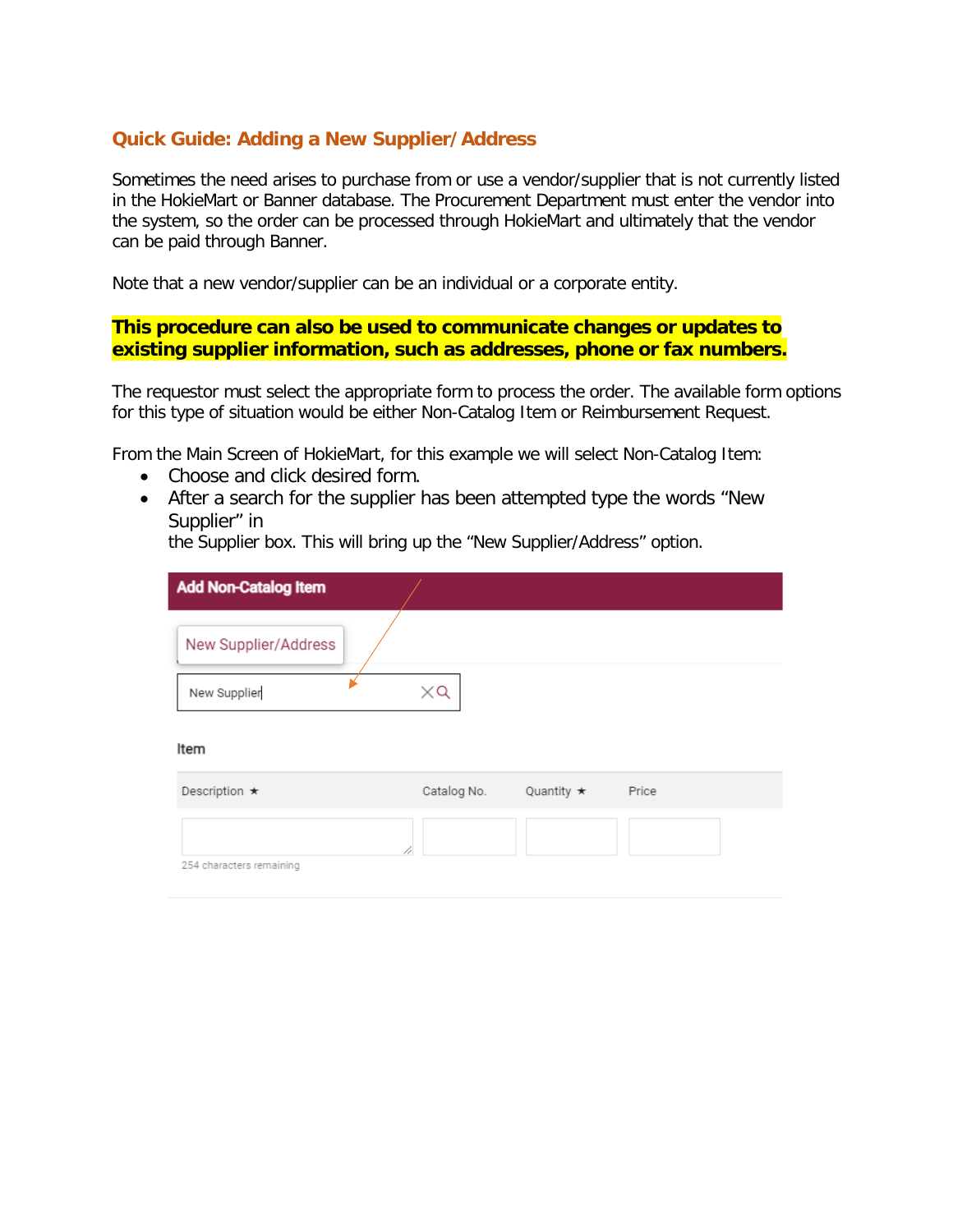## Quick Guide: Adding a New Supplier/Address

Sometimes the need arises to purchase from or use a vendor/supplier that is not currently listed in the HokieMart or Banner database. The Procurement Department must enter the vendor into the system, so the order can be processed through HokieMart and ultimately that the vendor can be paid through Banner.

Note that a new vendor/supplier can be an individual or a corporate entity.

**This procedure can also be used to communicate changes or updates to existing supplier information, such as addresses, phone or fax numbers.**

The requestor must select the appropriate form to process the order. The available form options for this type of situation would be either Non-Catalog Item or Reimbursement Request.

From the Main Screen of HokieMart, for this example we will select Non-Catalog Item:

- Choose and click desired form.
- After a search for the supplier has been attempted type the words "New Supplier" in the Supplier box. This will bring up the "New Supplier/Address" option.

Add Non-Catalog Item

New Supplier/Address

New Supplier

Item

| Description ★ | Catalog No. | Quantity ★ | Price |
|---|---|---|---|
| | | | |

254 characters remaining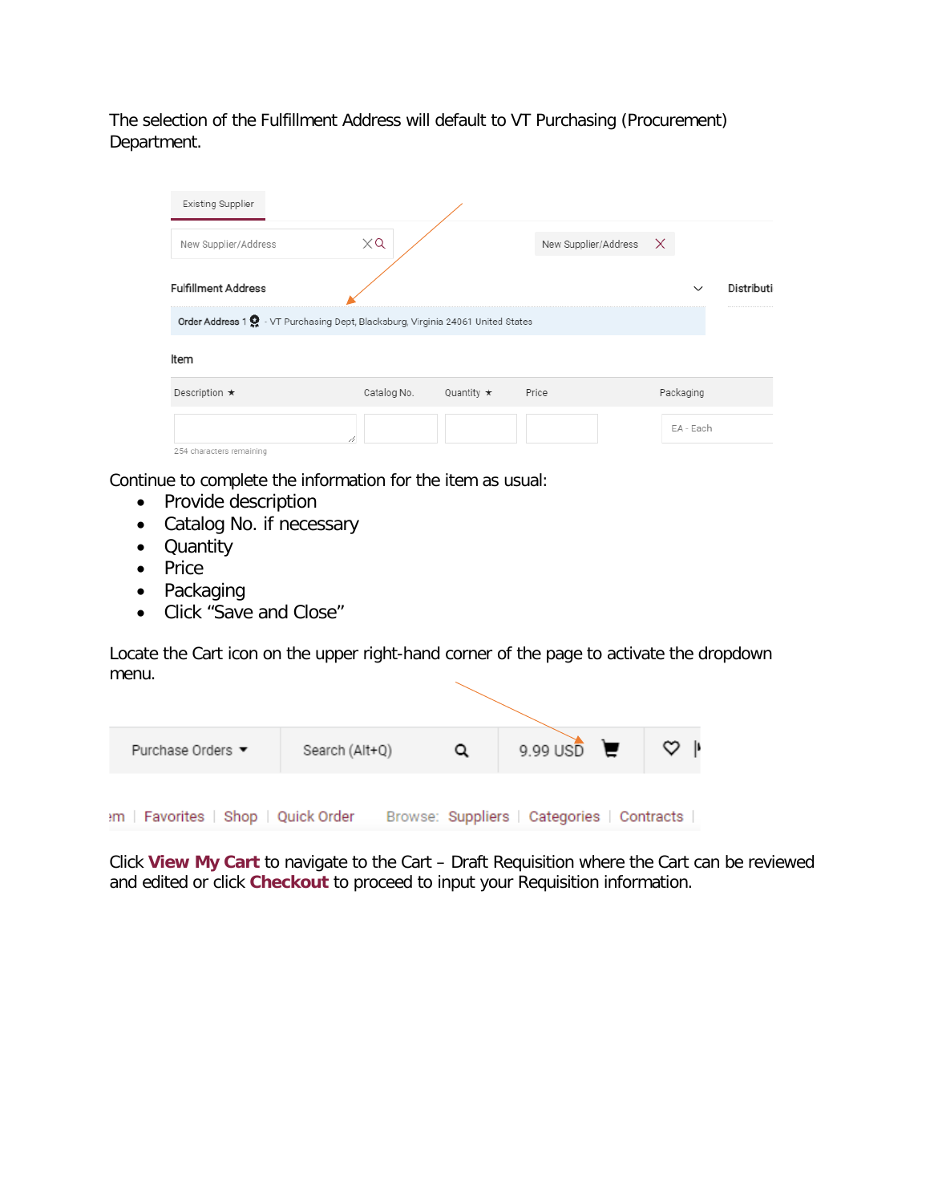The selection of the Fulfillment Address will default to VT Purchasing (Procurement) Department.

Continue to complete the information for the item as usual:

- Provide description
- Catalog No. if necessary
- Quantity
- Price
- Packaging
- Click "Save and Close"

Locate the Cart icon on the upper right-hand corner of the page to activate the dropdown menu.

Click **View My Cart** to navigate to the Cart – Draft Requisition where the Cart can be reviewed and edited or click **Checkout** to proceed to input your Requisition information.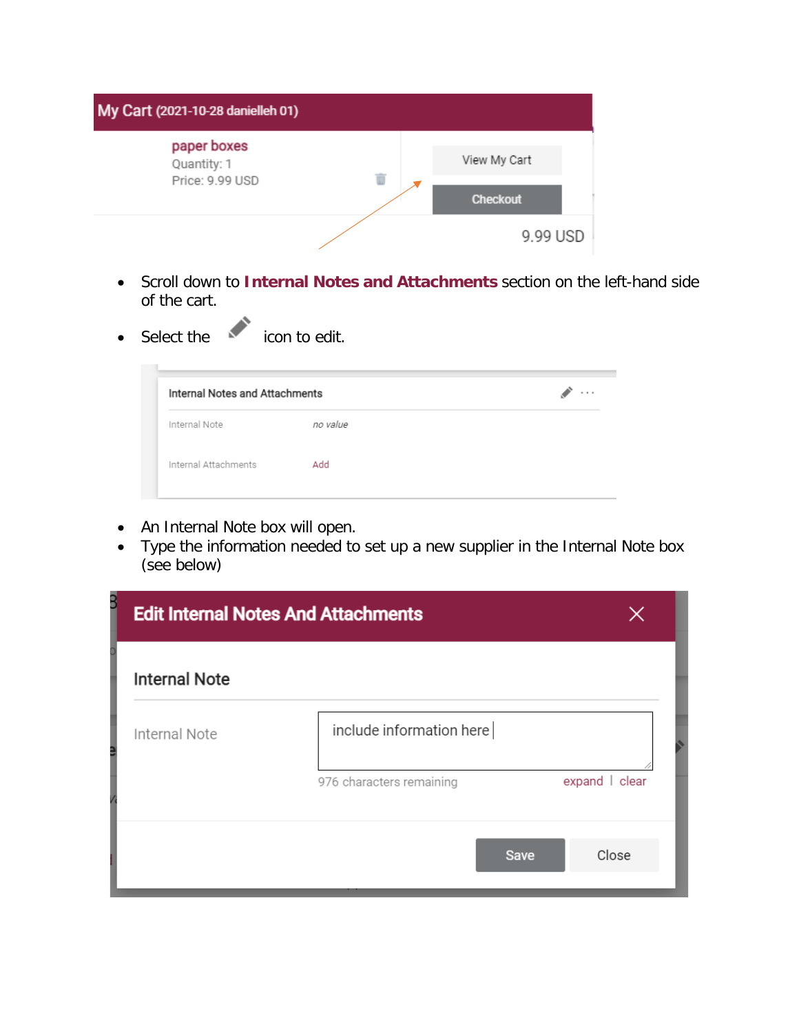- Scroll down to **Internal Notes and Attachments** section on the left-hand side of the cart.
- Select the icon to edit.

- An Internal Note box will open.
- Type the information needed to set up a new supplier in the Internal Note box (see below)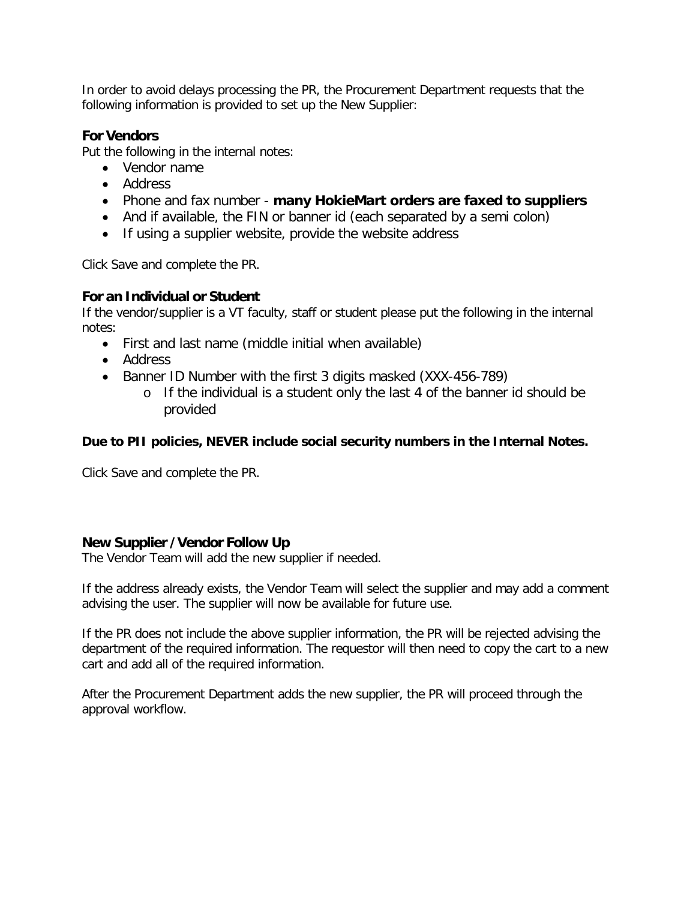In order to avoid delays processing the PR, the Procurement Department requests that the following information is provided to set up the New Supplier:

### For Vendors

Put the following in the internal notes:

- Vendor name
- Address
- Phone and fax number - **many HokieMart orders are faxed to suppliers**
- And if available, the FIN or banner id (each separated by a semi colon)
- If using a supplier website, provide the website address

Click Save and complete the PR.

### For an Individual or Student

If the vendor/supplier is a VT faculty, staff or student please put the following in the internal notes:

- First and last name (middle initial when available)
- Address
- Banner ID Number with the first 3 digits masked (XXX-456-789)
  - If the individual is a student only the last 4 of the banner id should be provided

**Due to PII policies, NEVER include social security numbers in the Internal Notes.**

Click Save and complete the PR.

### New Supplier / Vendor Follow Up

The Vendor Team will add the new supplier if needed.

If the address already exists, the Vendor Team will select the supplier and may add a comment advising the user. The supplier will now be available for future use.

If the PR does not include the above supplier information, the PR will be rejected advising the department of the required information. The requestor will then need to copy the cart to a new cart and add all of the required information.

After the Procurement Department adds the new supplier, the PR will proceed through the approval workflow.